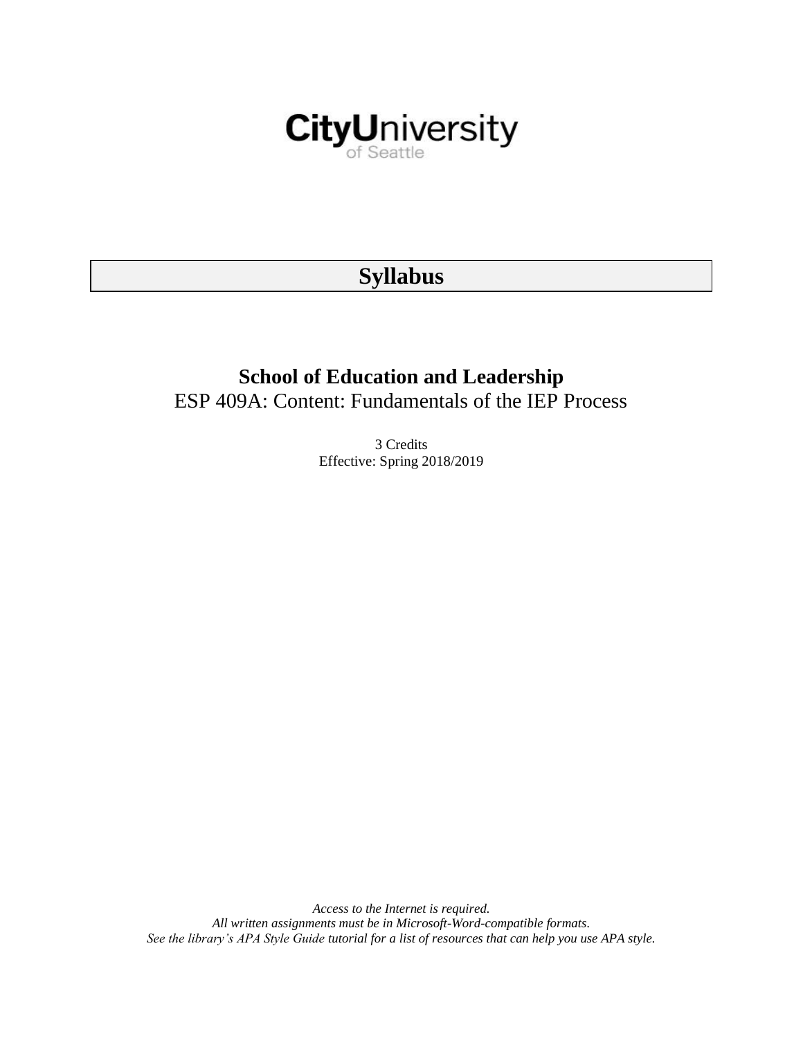CityUniversity of Seattle

# Syllabus

## School of Education and Leadership

ESP 409A: Content: Fundamentals of the IEP Process

3 Credits

Effective: Spring 2018/2019

*Access to the Internet is required.*
*All written assignments must be in Microsoft-Word-compatible formats.*
*See the library's APA Style Guide tutorial for a list of resources that can help you use APA style.*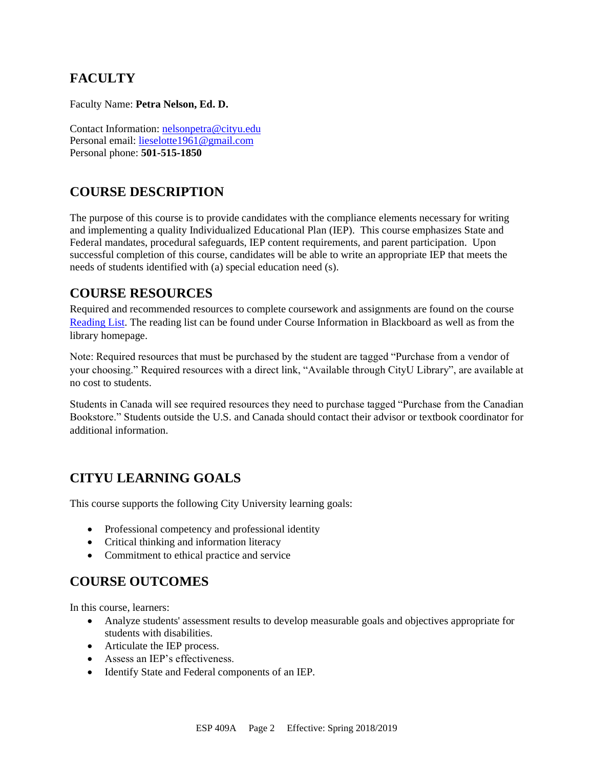## FACULTY

Faculty Name: **Petra Nelson, Ed. D.**

Contact Information: nelsonpetra@cityu.edu
Personal email: lieselotte1961@gmail.com
Personal phone: **501-515-1850**

## COURSE DESCRIPTION

The purpose of this course is to provide candidates with the compliance elements necessary for writing and implementing a quality Individualized Educational Plan (IEP). This course emphasizes State and Federal mandates, procedural safeguards, IEP content requirements, and parent participation. Upon successful completion of this course, candidates will be able to write an appropriate IEP that meets the needs of students identified with (a) special education need (s).

## COURSE RESOURCES

Required and recommended resources to complete coursework and assignments are found on the course Reading List. The reading list can be found under Course Information in Blackboard as well as from the library homepage.

Note: Required resources that must be purchased by the student are tagged "Purchase from a vendor of your choosing." Required resources with a direct link, "Available through CityU Library", are available at no cost to students.

Students in Canada will see required resources they need to purchase tagged "Purchase from the Canadian Bookstore." Students outside the U.S. and Canada should contact their advisor or textbook coordinator for additional information.

## CITYU LEARNING GOALS

This course supports the following City University learning goals:

- Professional competency and professional identity
- Critical thinking and information literacy
- Commitment to ethical practice and service

## COURSE OUTCOMES

In this course, learners:

- Analyze students' assessment results to develop measurable goals and objectives appropriate for students with disabilities.
- Articulate the IEP process.
- Assess an IEP's effectiveness.
- Identify State and Federal components of an IEP.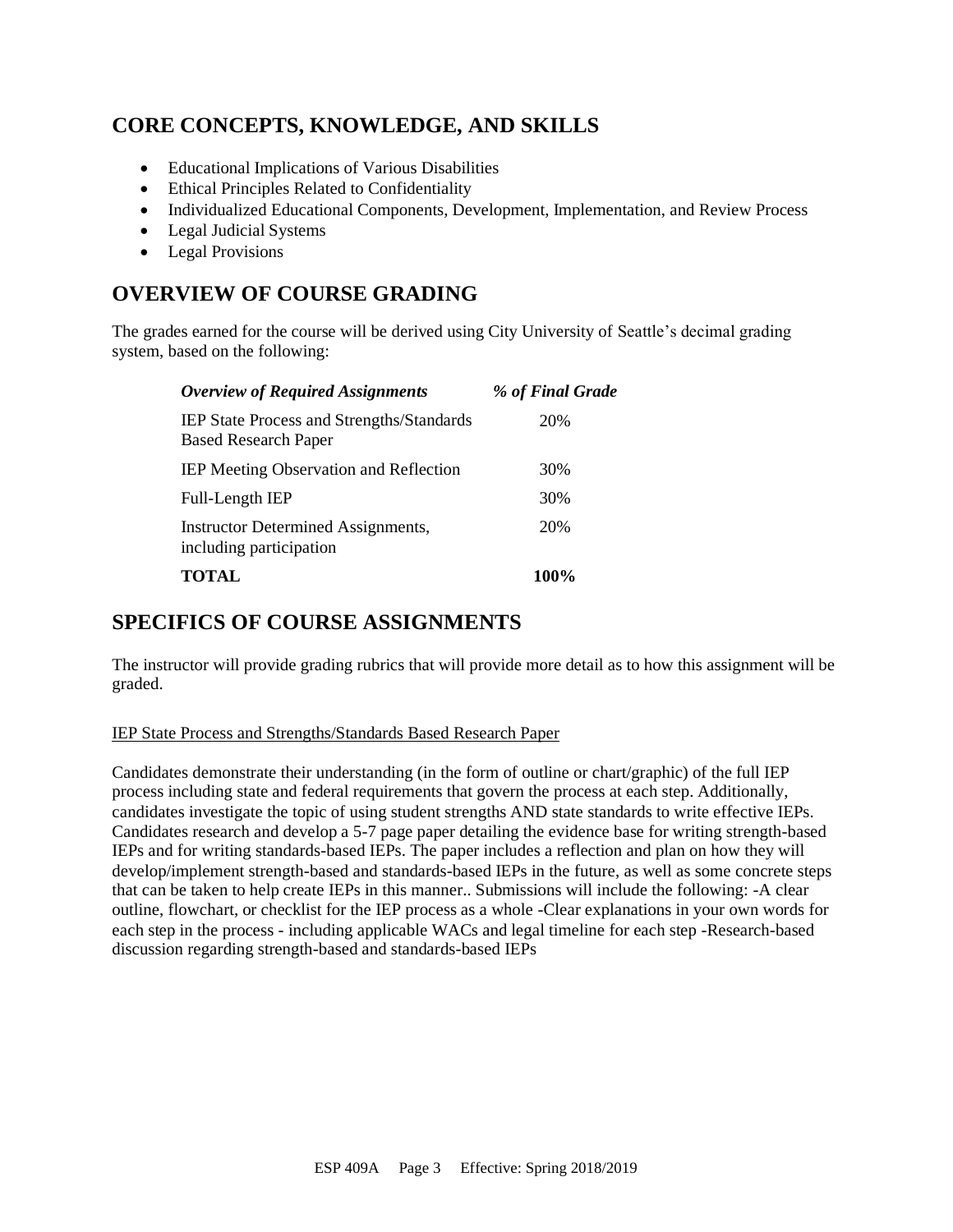## CORE CONCEPTS, KNOWLEDGE, AND SKILLS

- Educational Implications of Various Disabilities
- Ethical Principles Related to Confidentiality
- Individualized Educational Components, Development, Implementation, and Review Process
- Legal Judicial Systems
- Legal Provisions

## OVERVIEW OF COURSE GRADING

The grades earned for the course will be derived using City University of Seattle's decimal grading system, based on the following:

| *Overview of Required Assignments* | *% of Final Grade* |
|---|---|
| IEP State Process and Strengths/Standards Based Research Paper | 20% |
| IEP Meeting Observation and Reflection | 30% |
| Full-Length IEP | 30% |
| Instructor Determined Assignments, including participation | 20% |
| **TOTAL** | **100%** |

## SPECIFICS OF COURSE ASSIGNMENTS

The instructor will provide grading rubrics that will provide more detail as to how this assignment will be graded.

IEP State Process and Strengths/Standards Based Research Paper

Candidates demonstrate their understanding (in the form of outline or chart/graphic) of the full IEP process including state and federal requirements that govern the process at each step. Additionally, candidates investigate the topic of using student strengths AND state standards to write effective IEPs. Candidates research and develop a 5-7 page paper detailing the evidence base for writing strength-based IEPs and for writing standards-based IEPs. The paper includes a reflection and plan on how they will develop/implement strength-based and standards-based IEPs in the future, as well as some concrete steps that can be taken to help create IEPs in this manner.. Submissions will include the following: -A clear outline, flowchart, or checklist for the IEP process as a whole -Clear explanations in your own words for each step in the process - including applicable WACs and legal timeline for each step -Research-based discussion regarding strength-based and standards-based IEPs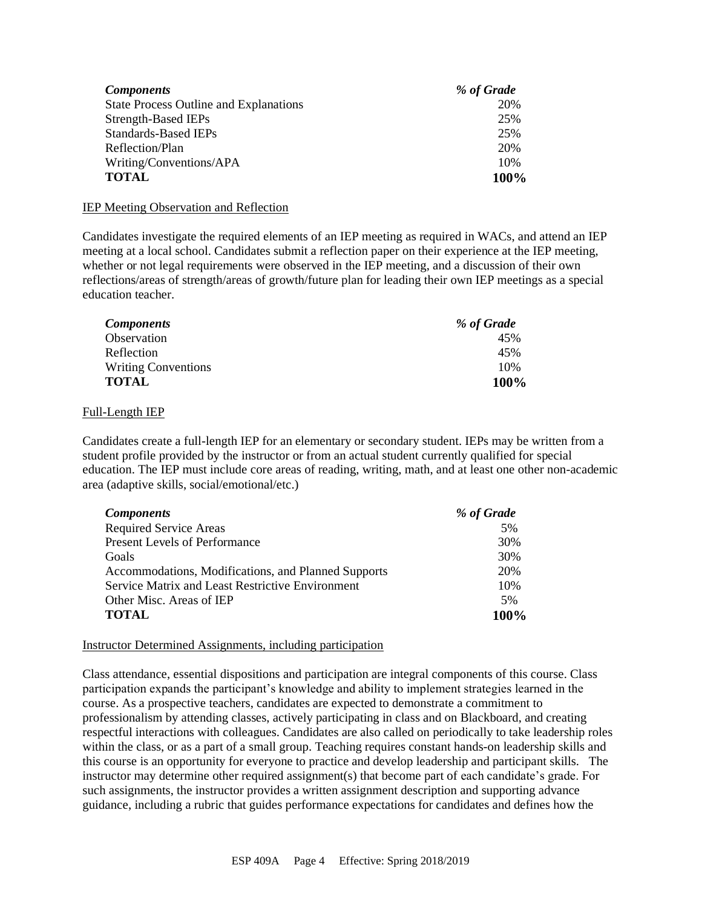| *Components* | *% of Grade* |
|---|---|
| State Process Outline and Explanations | 20% |
| Strength-Based IEPs | 25% |
| Standards-Based IEPs | 25% |
| Reflection/Plan | 20% |
| Writing/Conventions/APA | 10% |
| **TOTAL** | **100%** |

<u>IEP Meeting Observation and Reflection</u>

Candidates investigate the required elements of an IEP meeting as required in WACs, and attend an IEP meeting at a local school. Candidates submit a reflection paper on their experience at the IEP meeting, whether or not legal requirements were observed in the IEP meeting, and a discussion of their own reflections/areas of strength/areas of growth/future plan for leading their own IEP meetings as a special education teacher.

| *Components* | *% of Grade* |
|---|---|
| Observation | 45% |
| Reflection | 45% |
| Writing Conventions | 10% |
| **TOTAL** | **100%** |

<u>Full-Length IEP</u>

Candidates create a full-length IEP for an elementary or secondary student. IEPs may be written from a student profile provided by the instructor or from an actual student currently qualified for special education. The IEP must include core areas of reading, writing, math, and at least one other non-academic area (adaptive skills, social/emotional/etc.)

| *Components* | *% of Grade* |
|---|---|
| Required Service Areas | 5% |
| Present Levels of Performance | 30% |
| Goals | 30% |
| Accommodations, Modifications, and Planned Supports | 20% |
| Service Matrix and Least Restrictive Environment | 10% |
| Other Misc. Areas of IEP | 5% |
| **TOTAL** | **100%** |

<u>Instructor Determined Assignments, including participation</u>

Class attendance, essential dispositions and participation are integral components of this course. Class participation expands the participant's knowledge and ability to implement strategies learned in the course. As a prospective teachers, candidates are expected to demonstrate a commitment to professionalism by attending classes, actively participating in class and on Blackboard, and creating respectful interactions with colleagues. Candidates are also called on periodically to take leadership roles within the class, or as a part of a small group. Teaching requires constant hands-on leadership skills and this course is an opportunity for everyone to practice and develop leadership and participant skills. The instructor may determine other required assignment(s) that become part of each candidate's grade. For such assignments, the instructor provides a written assignment description and supporting advance guidance, including a rubric that guides performance expectations for candidates and defines how the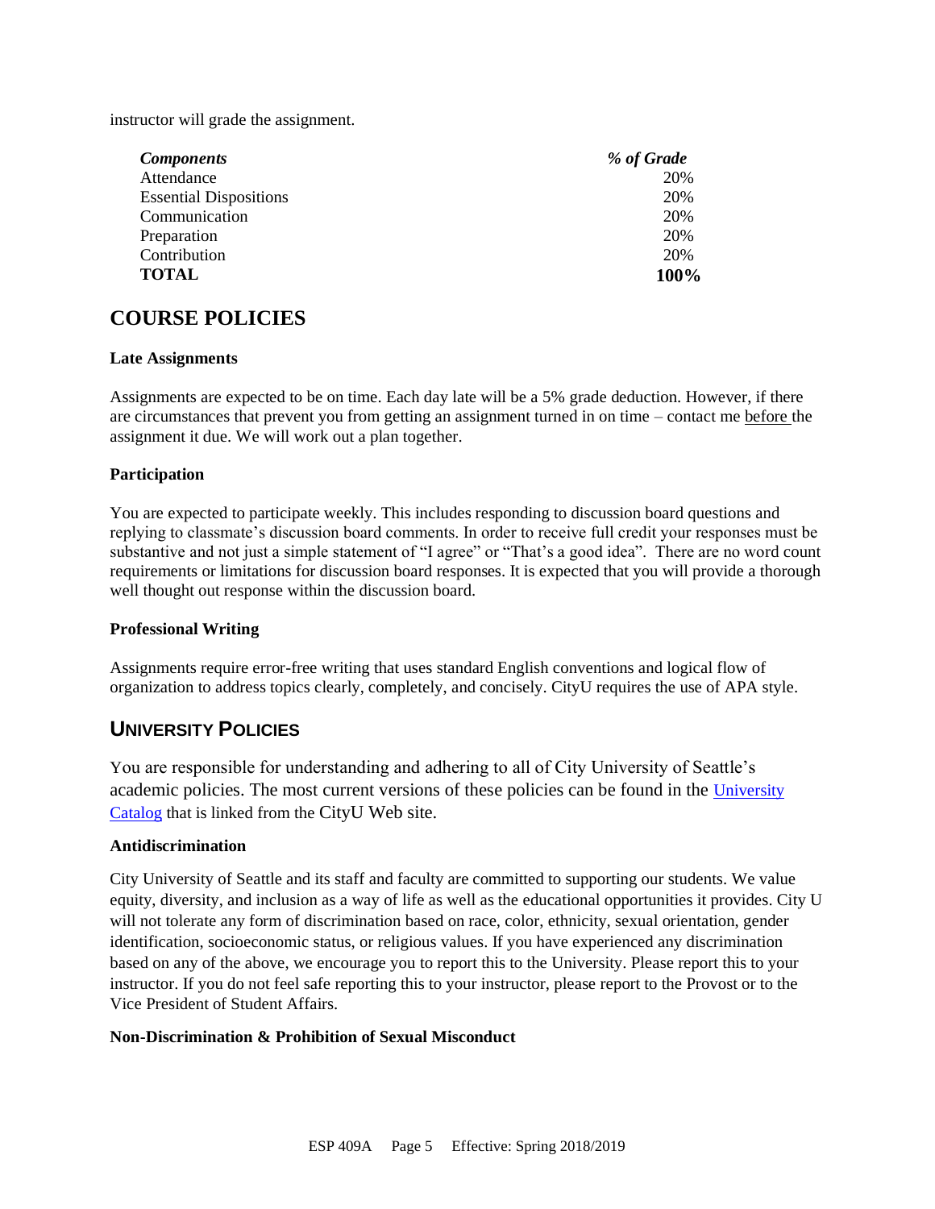instructor will grade the assignment.

| *Components* | *% of Grade* |
|---|---|
| Attendance | 20% |
| Essential Dispositions | 20% |
| Communication | 20% |
| Preparation | 20% |
| Contribution | 20% |
| **TOTAL** | **100%** |

## COURSE POLICIES

**Late Assignments**

Assignments are expected to be on time. Each day late will be a 5% grade deduction. However, if there are circumstances that prevent you from getting an assignment turned in on time – contact me before the assignment it due. We will work out a plan together.

**Participation**

You are expected to participate weekly. This includes responding to discussion board questions and replying to classmate's discussion board comments. In order to receive full credit your responses must be substantive and not just a simple statement of "I agree" or "That's a good idea". There are no word count requirements or limitations for discussion board responses. It is expected that you will provide a thorough well thought out response within the discussion board.

**Professional Writing**

Assignments require error-free writing that uses standard English conventions and logical flow of organization to address topics clearly, completely, and concisely. CityU requires the use of APA style.

## UNIVERSITY POLICIES

You are responsible for understanding and adhering to all of City University of Seattle's academic policies. The most current versions of these policies can be found in the University Catalog that is linked from the CityU Web site.

**Antidiscrimination**

City University of Seattle and its staff and faculty are committed to supporting our students. We value equity, diversity, and inclusion as a way of life as well as the educational opportunities it provides. City U will not tolerate any form of discrimination based on race, color, ethnicity, sexual orientation, gender identification, socioeconomic status, or religious values. If you have experienced any discrimination based on any of the above, we encourage you to report this to the University. Please report this to your instructor. If you do not feel safe reporting this to your instructor, please report to the Provost or to the Vice President of Student Affairs.

**Non-Discrimination & Prohibition of Sexual Misconduct**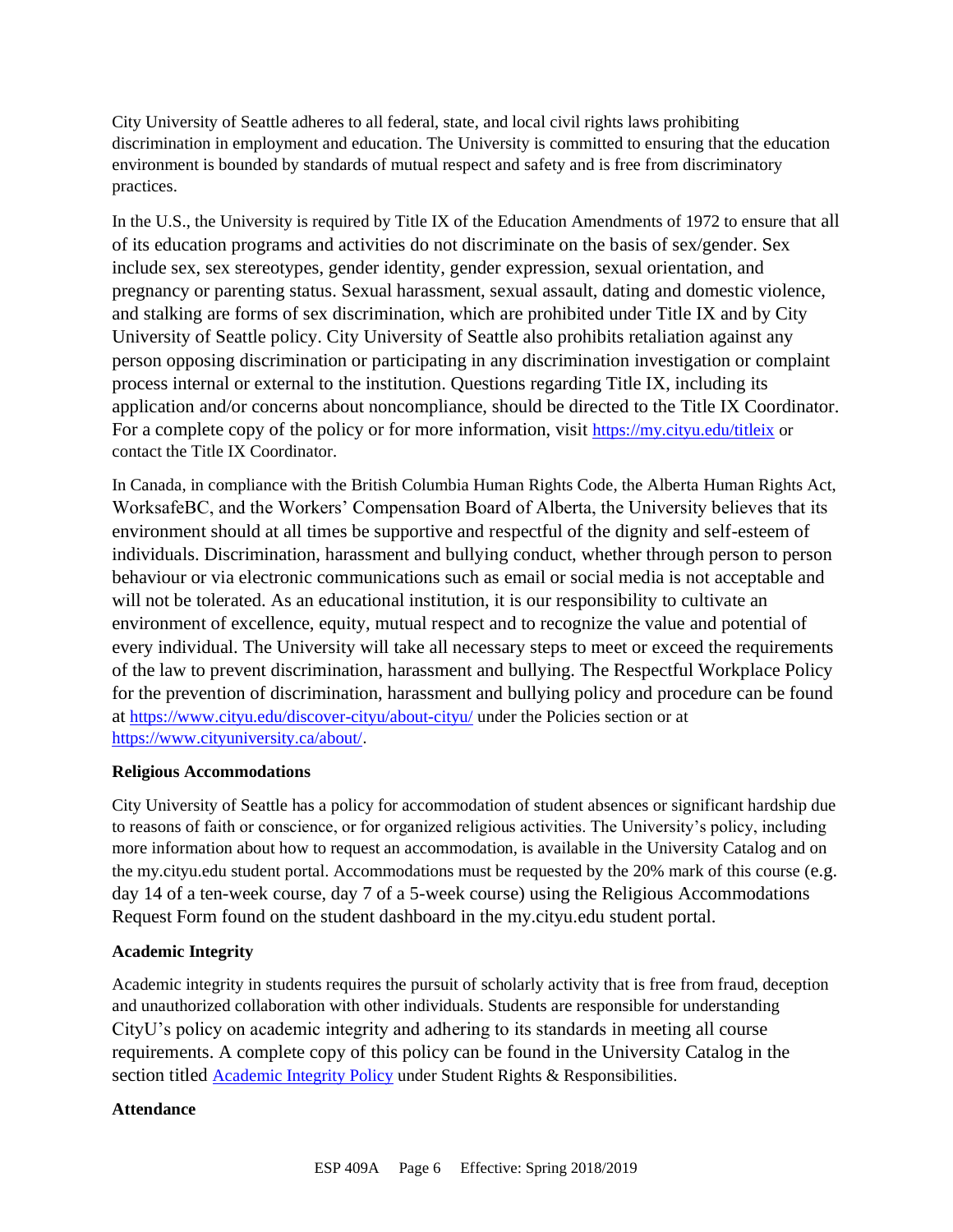City University of Seattle adheres to all federal, state, and local civil rights laws prohibiting discrimination in employment and education. The University is committed to ensuring that the education environment is bounded by standards of mutual respect and safety and is free from discriminatory practices.

In the U.S., the University is required by Title IX of the Education Amendments of 1972 to ensure that all of its education programs and activities do not discriminate on the basis of sex/gender. Sex include sex, sex stereotypes, gender identity, gender expression, sexual orientation, and pregnancy or parenting status. Sexual harassment, sexual assault, dating and domestic violence, and stalking are forms of sex discrimination, which are prohibited under Title IX and by City University of Seattle policy. City University of Seattle also prohibits retaliation against any person opposing discrimination or participating in any discrimination investigation or complaint process internal or external to the institution. Questions regarding Title IX, including its application and/or concerns about noncompliance, should be directed to the Title IX Coordinator. For a complete copy of the policy or for more information, visit [https://my.cityu.edu/titleix](https://my.cityu.edu/titleix) or contact the Title IX Coordinator.

In Canada, in compliance with the British Columbia Human Rights Code, the Alberta Human Rights Act, WorksafeBC, and the Workers' Compensation Board of Alberta, the University believes that its environment should at all times be supportive and respectful of the dignity and self-esteem of individuals. Discrimination, harassment and bullying conduct, whether through person to person behaviour or via electronic communications such as email or social media is not acceptable and will not be tolerated. As an educational institution, it is our responsibility to cultivate an environment of excellence, equity, mutual respect and to recognize the value and potential of every individual. The University will take all necessary steps to meet or exceed the requirements of the law to prevent discrimination, harassment and bullying. The Respectful Workplace Policy for the prevention of discrimination, harassment and bullying policy and procedure can be found at [https://www.cityu.edu/discover-cityu/about-cityu/](https://www.cityu.edu/discover-cityu/about-cityu/) under the Policies section or at [https://www.cityuniversity.ca/about/](https://www.cityuniversity.ca/about/).

**Religious Accommodations**

City University of Seattle has a policy for accommodation of student absences or significant hardship due to reasons of faith or conscience, or for organized religious activities. The University's policy, including more information about how to request an accommodation, is available in the University Catalog and on the my.cityu.edu student portal. Accommodations must be requested by the 20% mark of this course (e.g. day 14 of a ten-week course, day 7 of a 5-week course) using the Religious Accommodations Request Form found on the student dashboard in the my.cityu.edu student portal.

**Academic Integrity**

Academic integrity in students requires the pursuit of scholarly activity that is free from fraud, deception and unauthorized collaboration with other individuals. Students are responsible for understanding CityU's policy on academic integrity and adhering to its standards in meeting all course requirements. A complete copy of this policy can be found in the University Catalog in the section titled Academic Integrity Policy under Student Rights & Responsibilities.

**Attendance**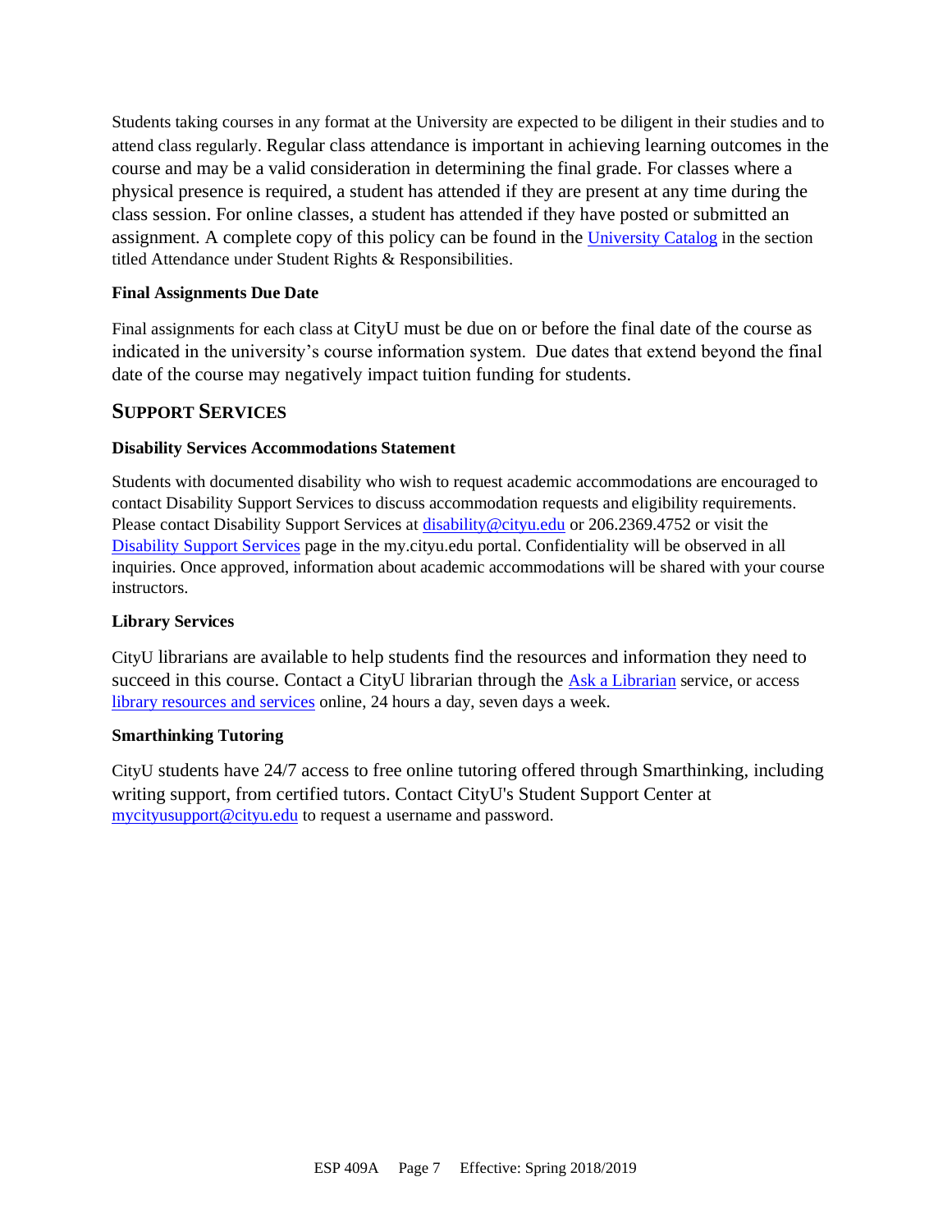Students taking courses in any format at the University are expected to be diligent in their studies and to attend class regularly. Regular class attendance is important in achieving learning outcomes in the course and may be a valid consideration in determining the final grade. For classes where a physical presence is required, a student has attended if they are present at any time during the class session. For online classes, a student has attended if they have posted or submitted an assignment. A complete copy of this policy can be found in the [University Catalog]() in the section titled Attendance under Student Rights & Responsibilities.

#### Final Assignments Due Date

Final assignments for each class at CityU must be due on or before the final date of the course as indicated in the university's course information system. Due dates that extend beyond the final date of the course may negatively impact tuition funding for students.

### SUPPORT SERVICES

#### Disability Services Accommodations Statement

Students with documented disability who wish to request academic accommodations are encouraged to contact Disability Support Services to discuss accommodation requests and eligibility requirements. Please contact Disability Support Services at [disability@cityu.edu]() or 206.2369.4752 or visit the [Disability Support Services]() page in the my.cityu.edu portal. Confidentiality will be observed in all inquiries. Once approved, information about academic accommodations will be shared with your course instructors.

#### Library Services

CityU librarians are available to help students find the resources and information they need to succeed in this course. Contact a CityU librarian through the [Ask a Librarian]() service, or access [library resources and services]() online, 24 hours a day, seven days a week.

#### Smarthinking Tutoring

CityU students have 24/7 access to free online tutoring offered through Smarthinking, including writing support, from certified tutors. Contact CityU's Student Support Center at [mycityusupport@cityu.edu]() to request a username and password.